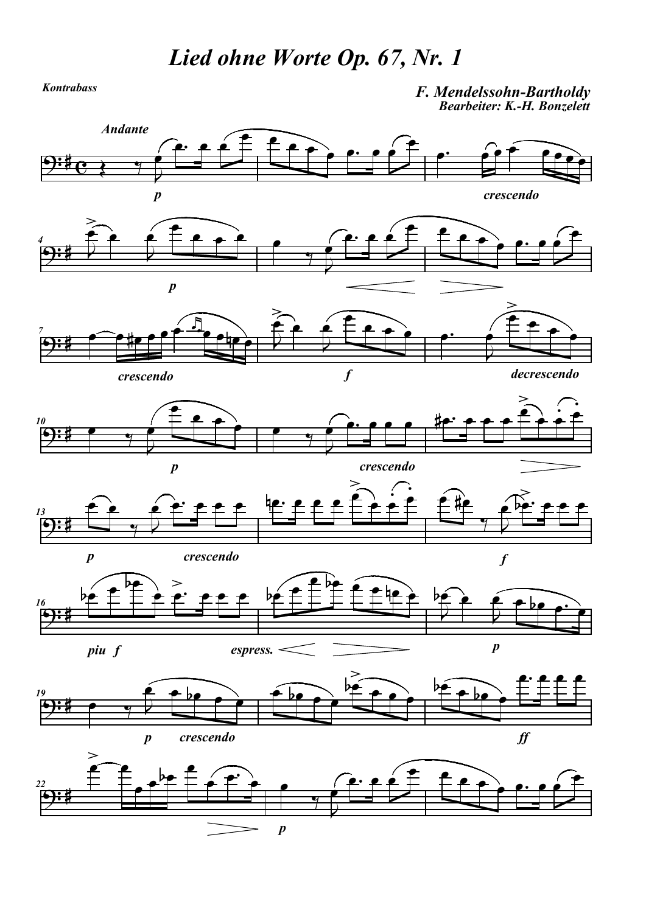# Lied ohne Worte Op. 67, Nr. 1

Kontrabass

F. Mendelssohn-Bartholdy
Bearbeiter: K.-H. Bonzelett

*Andante*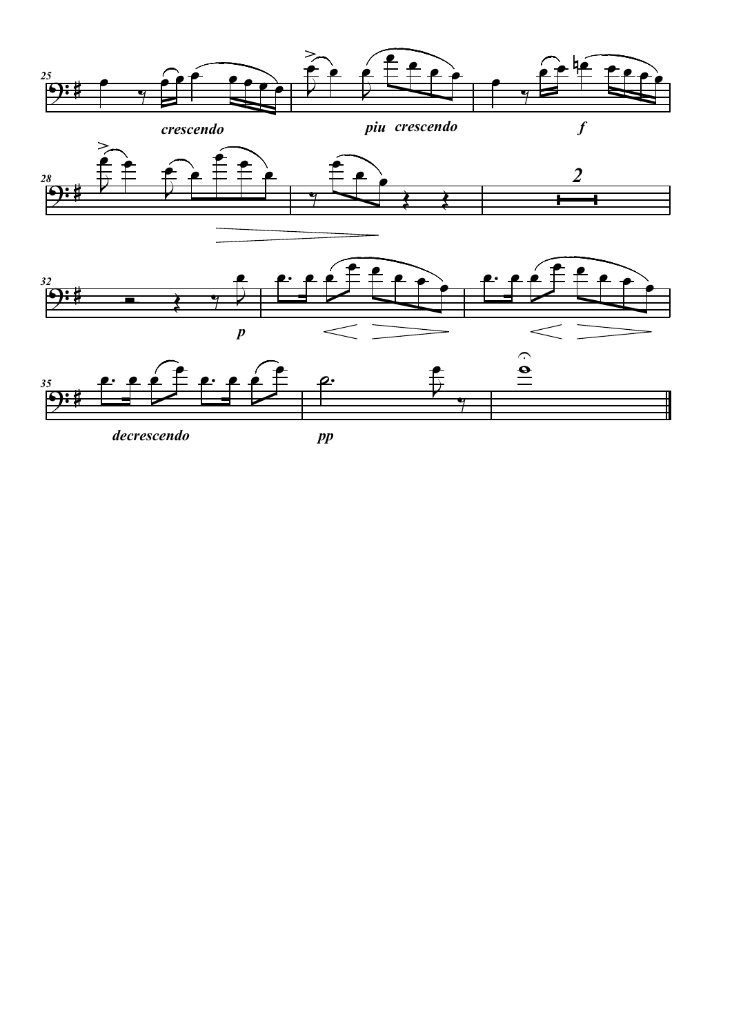25

*crescendo*

*piu crescendo*

*f*

28

2

32

*p*

35

*decrescendo*

*pp*